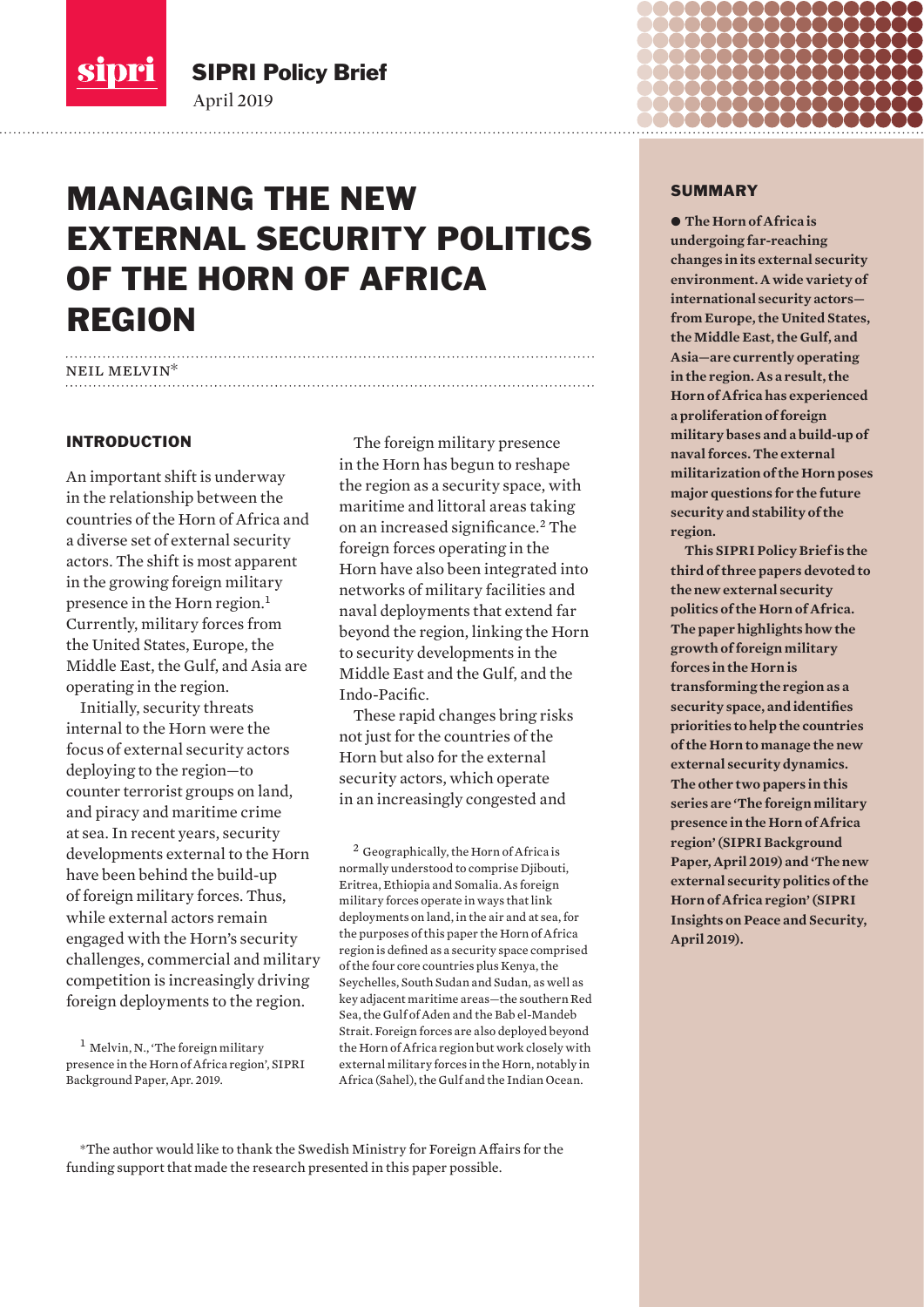SIPRI Policy Brief

April 2019

# MANAGING THE NEW EXTERNAL SECURITY POLITICS OF THE HORN OF AFRICA REGION

NEIL MELVIN*

## SUMMARY

● **The Horn of Africa is undergoing far-reaching changes in its external security environment. A wide variety of international security actors—from Europe, the United States, the Middle East, the Gulf, and Asia—are currently operating in the region. As a result, the Horn of Africa has experienced a proliferation of foreign military bases and a build-up of naval forces. The external militarization of the Horn poses major questions for the future security and stability of the region.**

**This SIPRI Policy Brief is the third of three papers devoted to the new external security politics of the Horn of Africa. The paper highlights how the growth of foreign military forces in the Horn is transforming the region as a security space, and identifies priorities to help the countries of the Horn to manage the new external security dynamics. The other two papers in this series are 'The foreign military presence in the Horn of Africa region' (SIPRI Background Paper, April 2019) and 'The new external security politics of the Horn of Africa region' (SIPRI Insights on Peace and Security, April 2019).**

## INTRODUCTION

An important shift is underway in the relationship between the countries of the Horn of Africa and a diverse set of external security actors. The shift is most apparent in the growing foreign military presence in the Horn region.[1] Currently, military forces from the United States, Europe, the Middle East, the Gulf, and Asia are operating in the region.

Initially, security threats internal to the Horn were the focus of external security actors deploying to the region—to counter terrorist groups on land, and piracy and maritime crime at sea. In recent years, security developments external to the Horn have been behind the build-up of foreign military forces. Thus, while external actors remain engaged with the Horn's security challenges, commercial and military competition is increasingly driving foreign deployments to the region.

The foreign military presence in the Horn has begun to reshape the region as a security space, with maritime and littoral areas taking on an increased significance.[2] The foreign forces operating in the Horn have also been integrated into networks of military facilities and naval deployments that extend far beyond the region, linking the Horn to security developments in the Middle East and the Gulf, and the Indo-Pacific.

These rapid changes bring risks not just for the countries of the Horn but also for the external security actors, which operate in an increasingly congested and

[1] Melvin, N., 'The foreign military presence in the Horn of Africa region', SIPRI Background Paper, Apr. 2019.

[2] Geographically, the Horn of Africa is normally understood to comprise Djibouti, Eritrea, Ethiopia and Somalia. As foreign military forces operate in ways that link deployments on land, in the air and at sea, for the purposes of this paper the Horn of Africa region is defined as a security space comprised of the four core countries plus Kenya, the Seychelles, South Sudan and Sudan, as well as key adjacent maritime areas—the southern Red Sea, the Gulf of Aden and the Bab el-Mandeb Strait. Foreign forces are also deployed beyond the Horn of Africa region but work closely with external military forces in the Horn, notably in Africa (Sahel), the Gulf and the Indian Ocean.

*The author would like to thank the Swedish Ministry for Foreign Affairs for the funding support that made the research presented in this paper possible.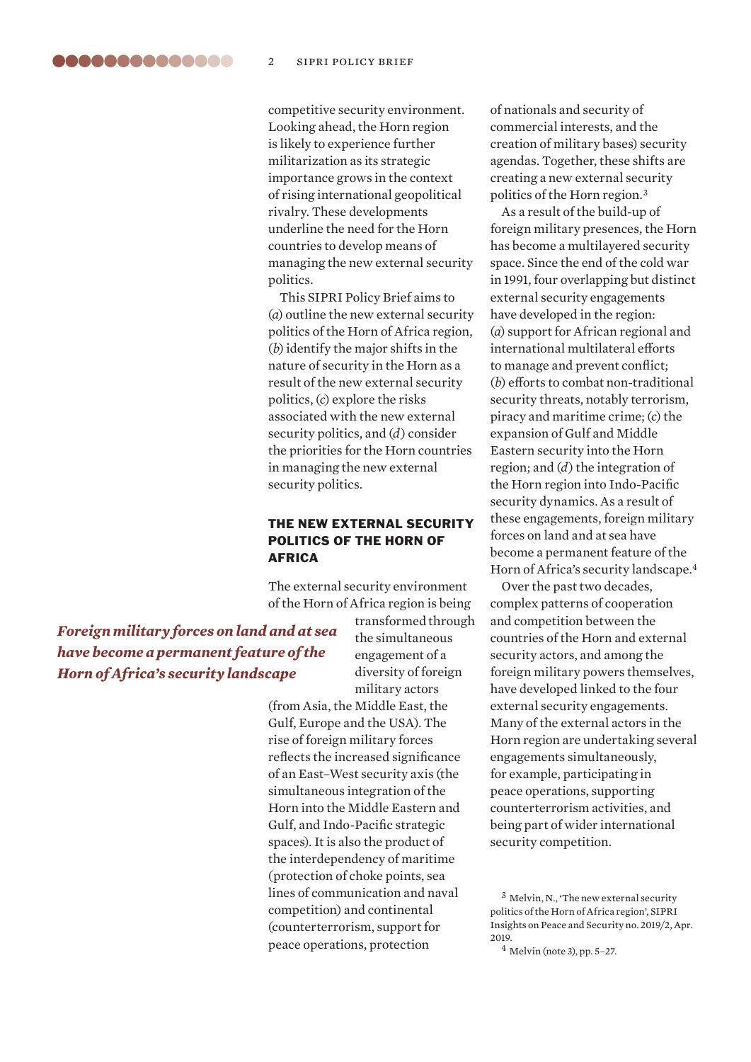competitive security environment. Looking ahead, the Horn region is likely to experience further militarization as its strategic importance grows in the context of rising international geopolitical rivalry. These developments underline the need for the Horn countries to develop means of managing the new external security politics.

This SIPRI Policy Brief aims to (*a*) outline the new external security politics of the Horn of Africa region, (*b*) identify the major shifts in the nature of security in the Horn as a result of the new external security politics, (*c*) explore the risks associated with the new external security politics, and (*d*) consider the priorities for the Horn countries in managing the new external security politics.

## THE NEW EXTERNAL SECURITY POLITICS OF THE HORN OF AFRICA

The external security environment of the Horn of Africa region is being transformed through the simultaneous engagement of a diversity of foreign military actors (from Asia, the Middle East, the Gulf, Europe and the USA). The rise of foreign military forces reflects the increased significance of an East–West security axis (the simultaneous integration of the Horn into the Middle Eastern and Gulf, and Indo-Pacific strategic spaces). It is also the product of the interdependency of maritime (protection of choke points, sea lines of communication and naval competition) and continental (counterterrorism, support for peace operations, protection of nationals and security of commercial interests, and the creation of military bases) security agendas. Together, these shifts are creating a new external security politics of the Horn region.[3]

*Foreign military forces on land and at sea have become a permanent feature of the Horn of Africa's security landscape*

As a result of the build-up of foreign military presences, the Horn has become a multilayered security space. Since the end of the cold war in 1991, four overlapping but distinct external security engagements have developed in the region: (*a*) support for African regional and international multilateral efforts to manage and prevent conflict; (*b*) efforts to combat non-traditional security threats, notably terrorism, piracy and maritime crime; (*c*) the expansion of Gulf and Middle Eastern security into the Horn region; and (*d*) the integration of the Horn region into Indo-Pacific security dynamics. As a result of these engagements, foreign military forces on land and at sea have become a permanent feature of the Horn of Africa's security landscape.[4]

Over the past two decades, complex patterns of cooperation and competition between the countries of the Horn and external security actors, and among the foreign military powers themselves, have developed linked to the four external security engagements. Many of the external actors in the Horn region are undertaking several engagements simultaneously, for example, participating in peace operations, supporting counterterrorism activities, and being part of wider international security competition.

[3] Melvin, N., 'The new external security politics of the Horn of Africa region', SIPRI Insights on Peace and Security no. 2019/2, Apr. 2019.

[4] Melvin (note 3), pp. 5–27.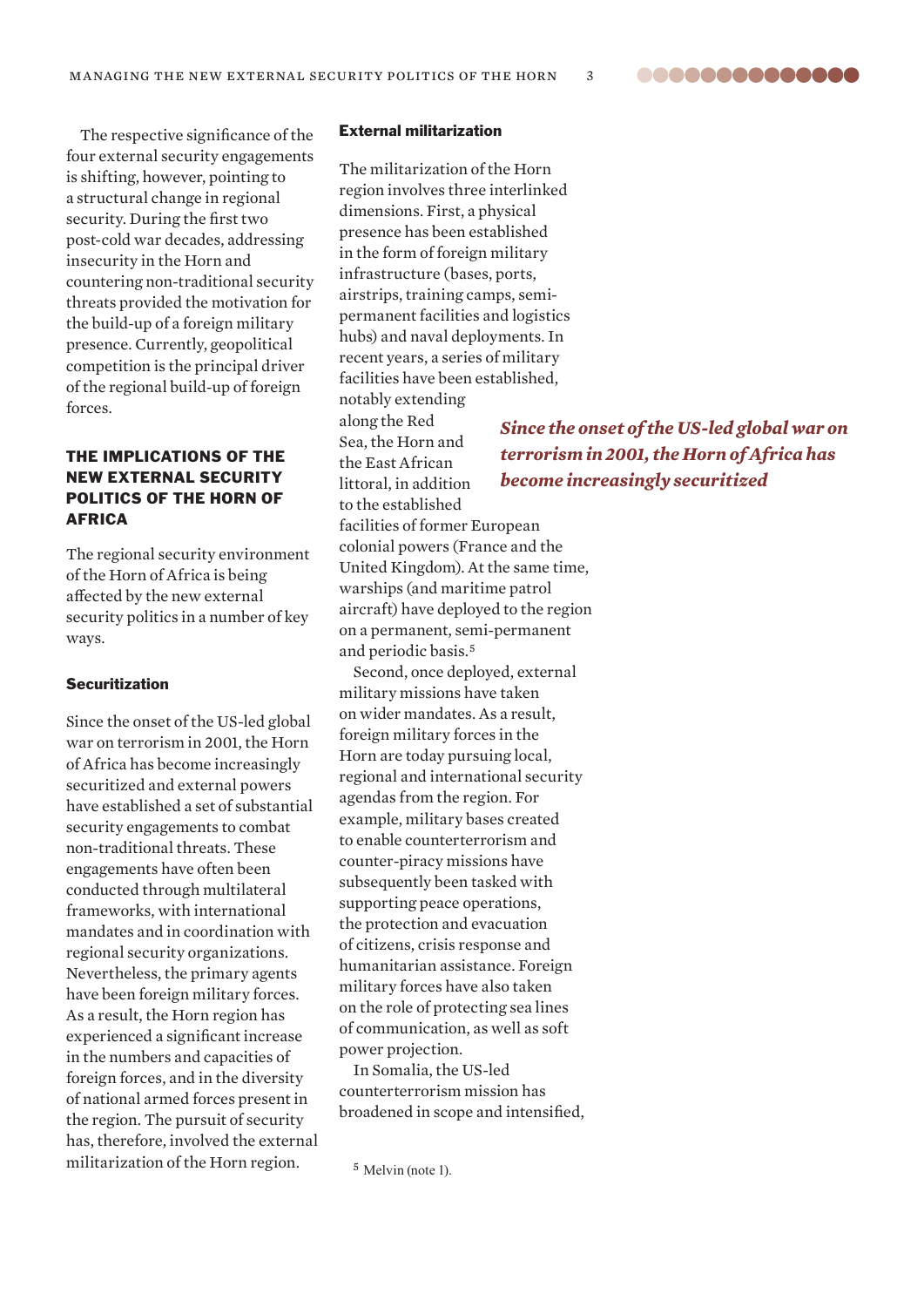The respective significance of the four external security engagements is shifting, however, pointing to a structural change in regional security. During the first two post-cold war decades, addressing insecurity in the Horn and countering non-traditional security threats provided the motivation for the build-up of a foreign military presence. Currently, geopolitical competition is the principal driver of the regional build-up of foreign forces.

## THE IMPLICATIONS OF THE NEW EXTERNAL SECURITY POLITICS OF THE HORN OF AFRICA

The regional security environment of the Horn of Africa is being affected by the new external security politics in a number of key ways.

### Securitization

Since the onset of the US-led global war on terrorism in 2001, the Horn of Africa has become increasingly securitized and external powers have established a set of substantial security engagements to combat non-traditional threats. These engagements have often been conducted through multilateral frameworks, with international mandates and in coordination with regional security organizations. Nevertheless, the primary agents have been foreign military forces. As a result, the Horn region has experienced a significant increase in the numbers and capacities of foreign forces, and in the diversity of national armed forces present in the region. The pursuit of security has, therefore, involved the external militarization of the Horn region.

### External militarization

The militarization of the Horn region involves three interlinked dimensions. First, a physical presence has been established in the form of foreign military infrastructure (bases, ports, airstrips, training camps, semi-permanent facilities and logistics hubs) and naval deployments. In recent years, a series of military facilities have been established, notably extending along the Red Sea, the Horn and the East African littoral, in addition to the established facilities of former European colonial powers (France and the United Kingdom). At the same time, warships (and maritime patrol aircraft) have deployed to the region on a permanent, semi-permanent and periodic basis.[5]

***Since the onset of the US-led global war on terrorism in 2001, the Horn of Africa has become increasingly securitized***

Second, once deployed, external military missions have taken on wider mandates. As a result, foreign military forces in the Horn are today pursuing local, regional and international security agendas from the region. For example, military bases created to enable counterterrorism and counter-piracy missions have subsequently been tasked with supporting peace operations, the protection and evacuation of citizens, crisis response and humanitarian assistance. Foreign military forces have also taken on the role of protecting sea lines of communication, as well as soft power projection.

In Somalia, the US-led counterterrorism mission has broadened in scope and intensified,

[5] Melvin (note 1).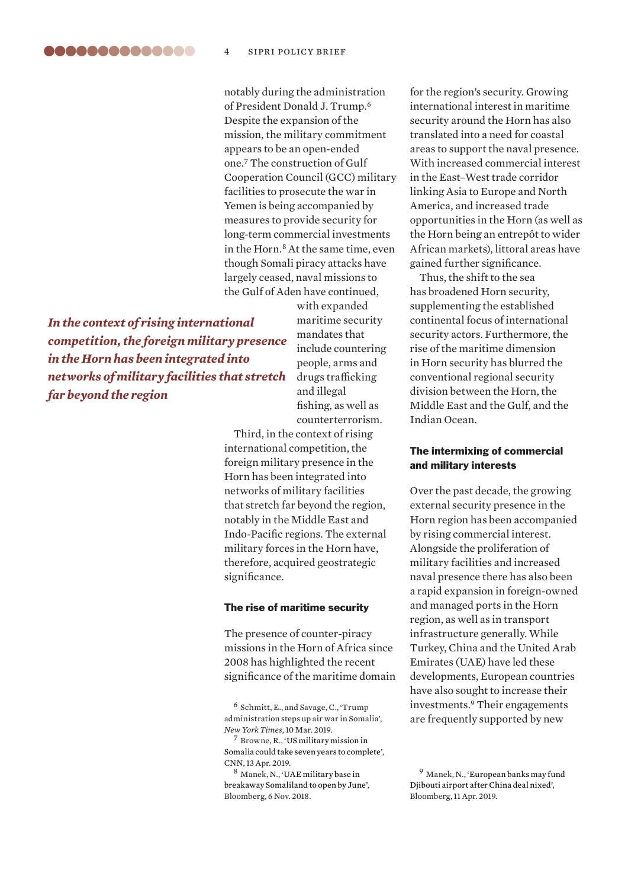notably during the administration of President Donald J. Trump.[6] Despite the expansion of the mission, the military commitment appears to be an open-ended one.[7] The construction of Gulf Cooperation Council (GCC) military facilities to prosecute the war in Yemen is being accompanied by measures to provide security for long-term commercial investments in the Horn.[8] At the same time, even though Somali piracy attacks have largely ceased, naval missions to the Gulf of Aden have continued, with expanded maritime security mandates that include countering people, arms and drugs trafficking and illegal fishing, as well as counterterrorism.

***In the context of rising international competition, the foreign military presence in the Horn has been integrated into networks of military facilities that stretch far beyond the region***

Third, in the context of rising international competition, the foreign military presence in the Horn has been integrated into networks of military facilities that stretch far beyond the region, notably in the Middle East and Indo-Pacific regions. The external military forces in the Horn have, therefore, acquired geostrategic significance.

### The rise of maritime security

The presence of counter-piracy missions in the Horn of Africa since 2008 has highlighted the recent significance of the maritime domain for the region's security. Growing international interest in maritime security around the Horn has also translated into a need for coastal areas to support the naval presence. With increased commercial interest in the East–West trade corridor linking Asia to Europe and North America, and increased trade opportunities in the Horn (as well as the Horn being an entrepôt to wider African markets), littoral areas have gained further significance.

Thus, the shift to the sea has broadened Horn security, supplementing the established continental focus of international security actors. Furthermore, the rise of the maritime dimension in Horn security has blurred the conventional regional security division between the Horn, the Middle East and the Gulf, and the Indian Ocean.

### The intermixing of commercial and military interests

Over the past decade, the growing external security presence in the Horn region has been accompanied by rising commercial interest. Alongside the proliferation of military facilities and increased naval presence there has also been a rapid expansion in foreign-owned and managed ports in the Horn region, as well as in transport infrastructure generally. While Turkey, China and the United Arab Emirates (UAE) have led these developments, European countries have also sought to increase their investments.[9] Their engagements are frequently supported by new

[6] Schmitt, E., and Savage, C., 'Trump administration steps up air war in Somalia', *New York Times*, 10 Mar. 2019.

[7] Browne, R., 'US military mission in Somalia could take seven years to complete', CNN, 13 Apr. 2019.

[8] Manek, N., 'UAE military base in breakaway Somaliland to open by June', Bloomberg, 6 Nov. 2018.

[9] Manek, N., 'European banks may fund Djibouti airport after China deal nixed', Bloomberg, 11 Apr. 2019.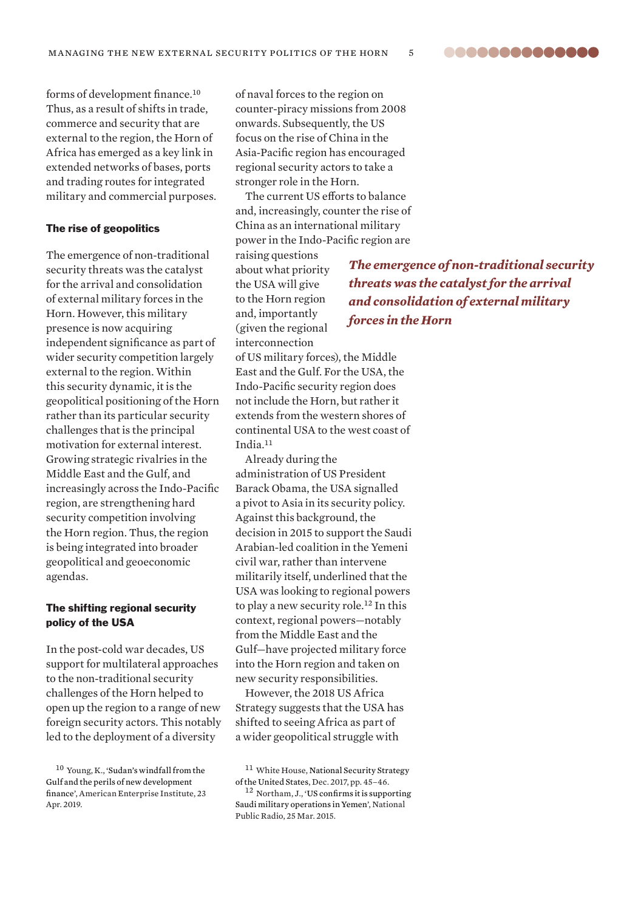forms of development finance.[10] Thus, as a result of shifts in trade, commerce and security that are external to the region, the Horn of Africa has emerged as a key link in extended networks of bases, ports and trading routes for integrated military and commercial purposes.

### The rise of geopolitics

The emergence of non-traditional security threats was the catalyst for the arrival and consolidation of external military forces in the Horn. However, this military presence is now acquiring independent significance as part of wider security competition largely external to the region. Within this security dynamic, it is the geopolitical positioning of the Horn rather than its particular security challenges that is the principal motivation for external interest. Growing strategic rivalries in the Middle East and the Gulf, and increasingly across the Indo-Pacific region, are strengthening hard security competition involving the Horn region. Thus, the region is being integrated into broader geopolitical and geoeconomic agendas.

### The shifting regional security policy of the USA

In the post-cold war decades, US support for multilateral approaches to the non-traditional security challenges of the Horn helped to open up the region to a range of new foreign security actors. This notably led to the deployment of a diversity of naval forces to the region on counter-piracy missions from 2008 onwards. Subsequently, the US focus on the rise of China in the Asia-Pacific region has encouraged regional security actors to take a stronger role in the Horn.

The current US efforts to balance and, increasingly, counter the rise of China as an international military power in the Indo-Pacific region are raising questions about what priority the USA will give to the Horn region and, importantly (given the regional interconnection of US military forces), the Middle East and the Gulf. For the USA, the Indo-Pacific security region does not include the Horn, but rather it extends from the western shores of continental USA to the west coast of India.[11]

*The emergence of non-traditional security threats was the catalyst for the arrival and consolidation of external military forces in the Horn*

Already during the administration of US President Barack Obama, the USA signalled a pivot to Asia in its security policy. Against this background, the decision in 2015 to support the Saudi Arabian-led coalition in the Yemeni civil war, rather than intervene militarily itself, underlined that the USA was looking to regional powers to play a new security role.[12] In this context, regional powers—notably from the Middle East and the Gulf—have projected military force into the Horn region and taken on new security responsibilities.

However, the 2018 US Africa Strategy suggests that the USA has shifted to seeing Africa as part of a wider geopolitical struggle with

[10] Young, K., 'Sudan's windfall from the Gulf and the perils of new development finance', American Enterprise Institute, 23 Apr. 2019.

[11] White House, National Security Strategy of the United States, Dec. 2017, pp. 45–46.

[12] Northam, J., 'US confirms it is supporting Saudi military operations in Yemen', National Public Radio, 25 Mar. 2015.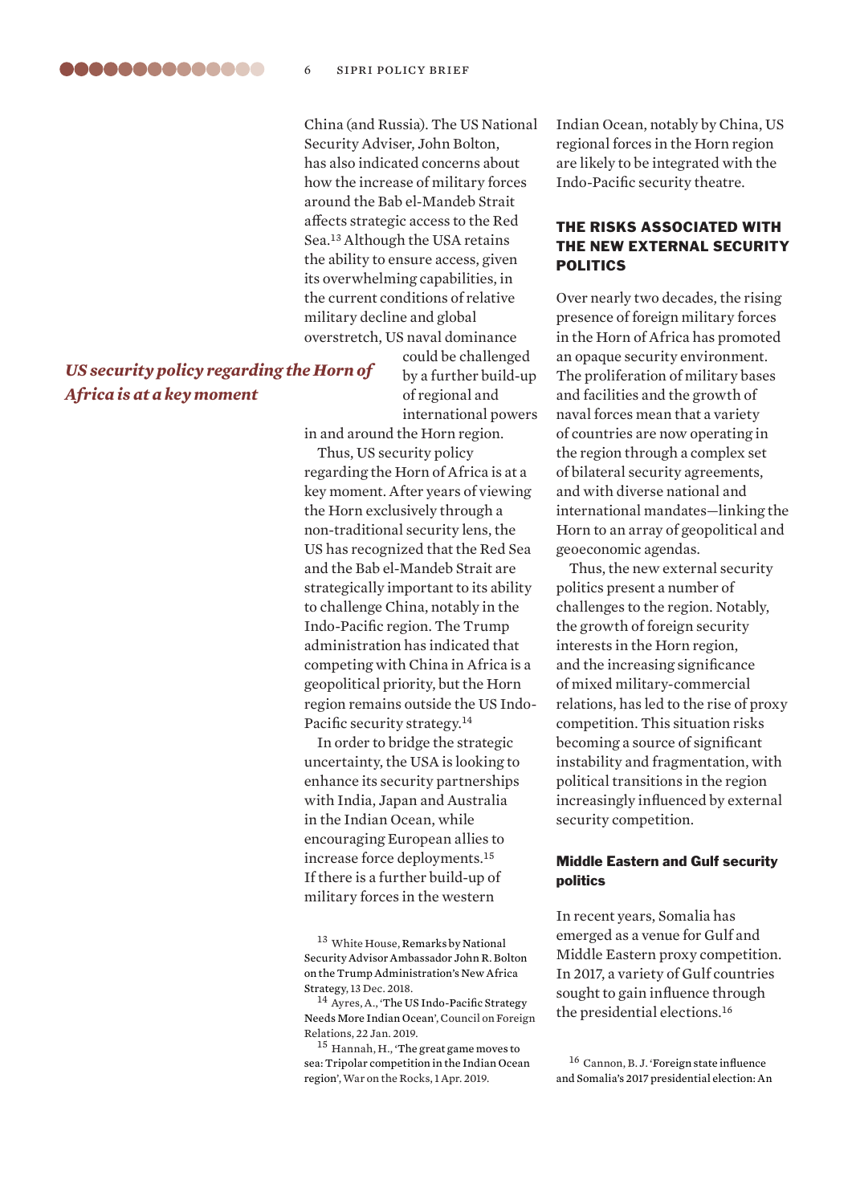China (and Russia). The US National Security Adviser, John Bolton, has also indicated concerns about how the increase of military forces around the Bab el-Mandeb Strait affects strategic access to the Red Sea.[13] Although the USA retains the ability to ensure access, given its overwhelming capabilities, in the current conditions of relative military decline and global overstretch, US naval dominance could be challenged by a further build-up of regional and international powers in and around the Horn region.

*US security policy regarding the Horn of Africa is at a key moment*

Thus, US security policy regarding the Horn of Africa is at a key moment. After years of viewing the Horn exclusively through a non-traditional security lens, the US has recognized that the Red Sea and the Bab el-Mandeb Strait are strategically important to its ability to challenge China, notably in the Indo-Pacific region. The Trump administration has indicated that competing with China in Africa is a geopolitical priority, but the Horn region remains outside the US Indo-Pacific security strategy.[14]

In order to bridge the strategic uncertainty, the USA is looking to enhance its security partnerships with India, Japan and Australia in the Indian Ocean, while encouraging European allies to increase force deployments.[15] If there is a further build-up of military forces in the western Indian Ocean, notably by China, US regional forces in the Horn region are likely to be integrated with the Indo-Pacific security theatre.

## THE RISKS ASSOCIATED WITH THE NEW EXTERNAL SECURITY POLITICS

Over nearly two decades, the rising presence of foreign military forces in the Horn of Africa has promoted an opaque security environment. The proliferation of military bases and facilities and the growth of naval forces mean that a variety of countries are now operating in the region through a complex set of bilateral security agreements, and with diverse national and international mandates—linking the Horn to an array of geopolitical and geoeconomic agendas.

Thus, the new external security politics present a number of challenges to the region. Notably, the growth of foreign security interests in the Horn region, and the increasing significance of mixed military-commercial relations, has led to the rise of proxy competition. This situation risks becoming a source of significant instability and fragmentation, with political transitions in the region increasingly influenced by external security competition.

### Middle Eastern and Gulf security politics

In recent years, Somalia has emerged as a venue for Gulf and Middle Eastern proxy competition. In 2017, a variety of Gulf countries sought to gain influence through the presidential elections.[16]

[13] White House, Remarks by National Security Advisor Ambassador John R. Bolton on the Trump Administration's New Africa Strategy, 13 Dec. 2018.

[14] Ayres, A., 'The US Indo-Pacific Strategy Needs More Indian Ocean', Council on Foreign Relations, 22 Jan. 2019.

[15] Hannah, H., 'The great game moves to sea: Tripolar competition in the Indian Ocean region', War on the Rocks, 1 Apr. 2019.

[16] Cannon, B. J. 'Foreign state influence and Somalia's 2017 presidential election: An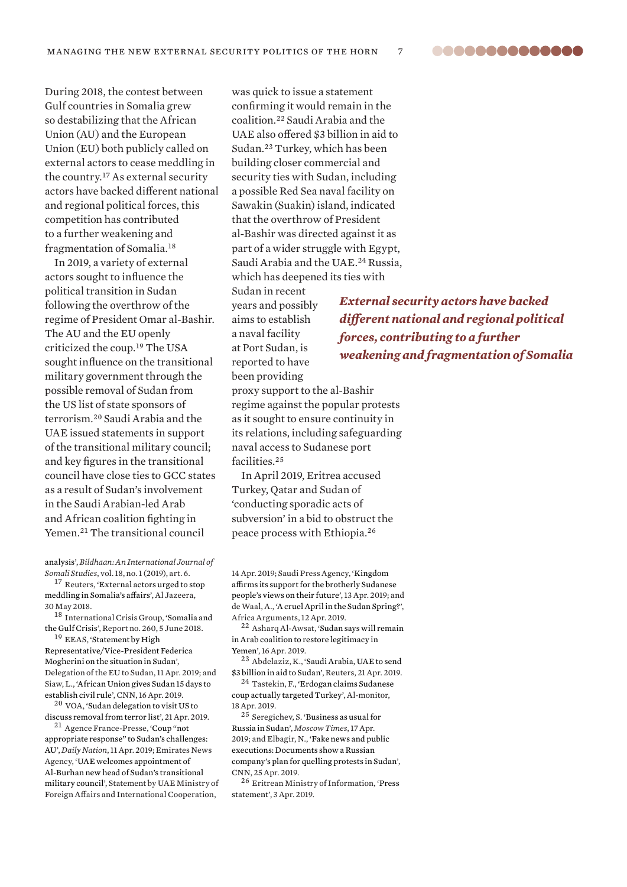During 2018, the contest between Gulf countries in Somalia grew so destabilizing that the African Union (AU) and the European Union (EU) both publicly called on external actors to cease meddling in the country.[17] As external security actors have backed different national and regional political forces, this competition has contributed to a further weakening and fragmentation of Somalia.[18]

In 2019, a variety of external actors sought to influence the political transition in Sudan following the overthrow of the regime of President Omar al-Bashir. The AU and the EU openly criticized the coup.[19] The USA sought influence on the transitional military government through the possible removal of Sudan from the US list of state sponsors of terrorism.[20] Saudi Arabia and the UAE issued statements in support of the transitional military council; and key figures in the transitional council have close ties to GCC states as a result of Sudan's involvement in the Saudi Arabian-led Arab and African coalition fighting in Yemen.[21] The transitional council was quick to issue a statement confirming it would remain in the coalition.[22] Saudi Arabia and the UAE also offered $3 billion in aid to Sudan.[23] Turkey, which has been building closer commercial and security ties with Sudan, including a possible Red Sea naval facility on Sawakin (Suakin) island, indicated that the overthrow of President al-Bashir was directed against it as part of a wider struggle with Egypt, Saudi Arabia and the UAE.[24] Russia, which has deepened its ties with Sudan in recent years and possibly aims to establish a naval facility at Port Sudan, is reported to have been providing proxy support to the al-Bashir regime against the popular protests as it sought to ensure continuity in its relations, including safeguarding naval access to Sudanese port facilities.[25]

***External security actors have backed different national and regional political forces, contributing to a further weakening and fragmentation of Somalia***

In April 2019, Eritrea accused Turkey, Qatar and Sudan of 'conducting sporadic acts of subversion' in a bid to obstruct the peace process with Ethiopia.[26]

analysis', *Bildhaan: An International Journal of Somali Studies*, vol. 18, no. 1 (2019), art. 6.

[17] Reuters, 'External actors urged to stop meddling in Somalia's affairs', Al Jazeera, 30 May 2018.

[18] International Crisis Group, 'Somalia and the Gulf Crisis', Report no. 260, 5 June 2018.

[19] EEAS, 'Statement by High Representative/Vice-President Federica Mogherini on the situation in Sudan', Delegation of the EU to Sudan, 11 Apr. 2019; and Siaw, L., 'African Union gives Sudan 15 days to establish civil rule', CNN, 16 Apr. 2019.

[20] VOA, 'Sudan delegation to visit US to discuss removal from terror list', 21 Apr. 2019.

[21] Agence France-Presse, 'Coup "not appropriate response" to Sudan's challenges: AU', *Daily Nation*, 11 Apr. 2019; Emirates News Agency, 'UAE welcomes appointment of Al-Burhan new head of Sudan's transitional military council', Statement by UAE Ministry of Foreign Affairs and International Cooperation, 14 Apr. 2019; Saudi Press Agency, 'Kingdom affirms its support for the brotherly Sudanese people's views on their future', 13 Apr. 2019; and de Waal, A., 'A cruel April in the Sudan Spring?', Africa Arguments, 12 Apr. 2019.

[22] Asharq Al-Awsat, 'Sudan says will remain in Arab coalition to restore legitimacy in Yemen', 16 Apr. 2019.

[23] Abdelaziz, K., 'Saudi Arabia, UAE to send $3 billion in aid to Sudan', Reuters, 21 Apr. 2019.

[24] Tastekin, F., 'Erdogan claims Sudanese coup actually targeted Turkey', Al-monitor, 18 Apr. 2019.

[25] Seregichev, S. 'Business as usual for Russia in Sudan', *Moscow Times*, 17 Apr. 2019; and Elbagir, N., 'Fake news and public executions: Documents show a Russian company's plan for quelling protests in Sudan', CNN, 25 Apr. 2019.

[26] Eritrean Ministry of Information, 'Press statement', 3 Apr. 2019.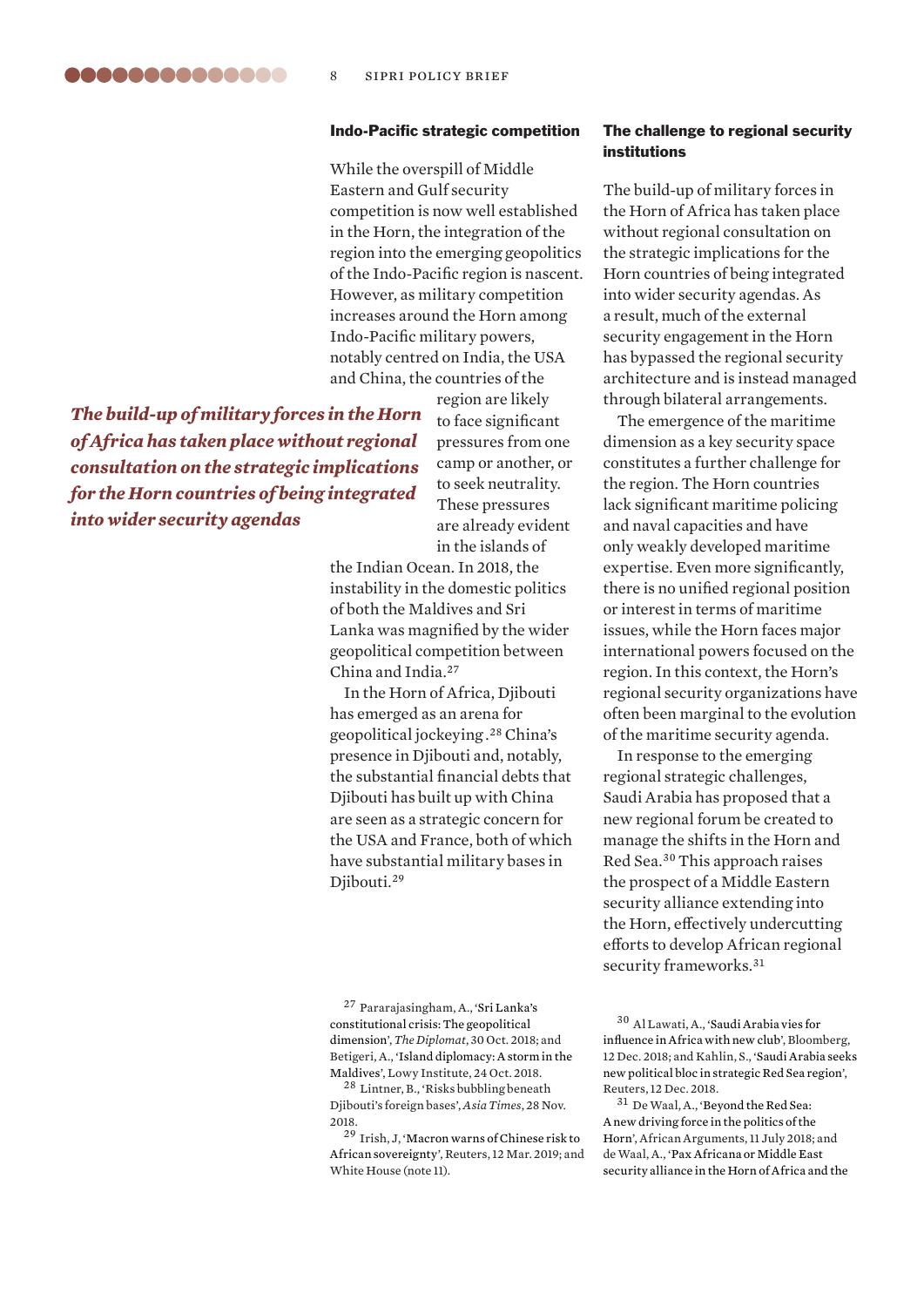### Indo-Pacific strategic competition

While the overspill of Middle Eastern and Gulf security competition is now well established in the Horn, the integration of the region into the emerging geopolitics of the Indo-Pacific region is nascent. However, as military competition increases around the Horn among Indo-Pacific military powers, notably centred on India, the USA and China, the countries of the region are likely to face significant pressures from one camp or another, or to seek neutrality. These pressures are already evident in the islands of the Indian Ocean. In 2018, the instability in the domestic politics of both the Maldives and Sri Lanka was magnified by the wider geopolitical competition between China and India.[27]

*The build-up of military forces in the Horn of Africa has taken place without regional consultation on the strategic implications for the Horn countries of being integrated into wider security agendas*

In the Horn of Africa, Djibouti has emerged as an arena for geopolitical jockeying.[28] China's presence in Djibouti and, notably, the substantial financial debts that Djibouti has built up with China are seen as a strategic concern for the USA and France, both of which have substantial military bases in Djibouti.[29]

### The challenge to regional security institutions

The build-up of military forces in the Horn of Africa has taken place without regional consultation on the strategic implications for the Horn countries of being integrated into wider security agendas. As a result, much of the external security engagement in the Horn has bypassed the regional security architecture and is instead managed through bilateral arrangements.

The emergence of the maritime dimension as a key security space constitutes a further challenge for the region. The Horn countries lack significant maritime policing and naval capacities and have only weakly developed maritime expertise. Even more significantly, there is no unified regional position or interest in terms of maritime issues, while the Horn faces major international powers focused on the region. In this context, the Horn's regional security organizations have often been marginal to the evolution of the maritime security agenda.

In response to the emerging regional strategic challenges, Saudi Arabia has proposed that a new regional forum be created to manage the shifts in the Horn and Red Sea.[30] This approach raises the prospect of a Middle Eastern security alliance extending into the Horn, effectively undercutting efforts to develop African regional security frameworks.[31]

---

[27] Pararajasingham, A., 'Sri Lanka's constitutional crisis: The geopolitical dimension', *The Diplomat*, 30 Oct. 2018; and Betigeri, A., 'Island diplomacy: A storm in the Maldives', Lowy Institute, 24 Oct. 2018.

[28] Lintner, B., 'Risks bubbling beneath Djibouti's foreign bases', *Asia Times*, 28 Nov. 2018.

[29] Irish, J, 'Macron warns of Chinese risk to African sovereignty', Reuters, 12 Mar. 2019; and White House (note 11).

[30] Al Lawati, A., 'Saudi Arabia vies for influence in Africa with new club', Bloomberg, 12 Dec. 2018; and Kahlin, S., 'Saudi Arabia seeks new political bloc in strategic Red Sea region', Reuters, 12 Dec. 2018.

[31] De Waal, A., 'Beyond the Red Sea: A new driving force in the politics of the Horn', African Arguments, 11 July 2018; and de Waal, A., 'Pax Africana or Middle East security alliance in the Horn of Africa and the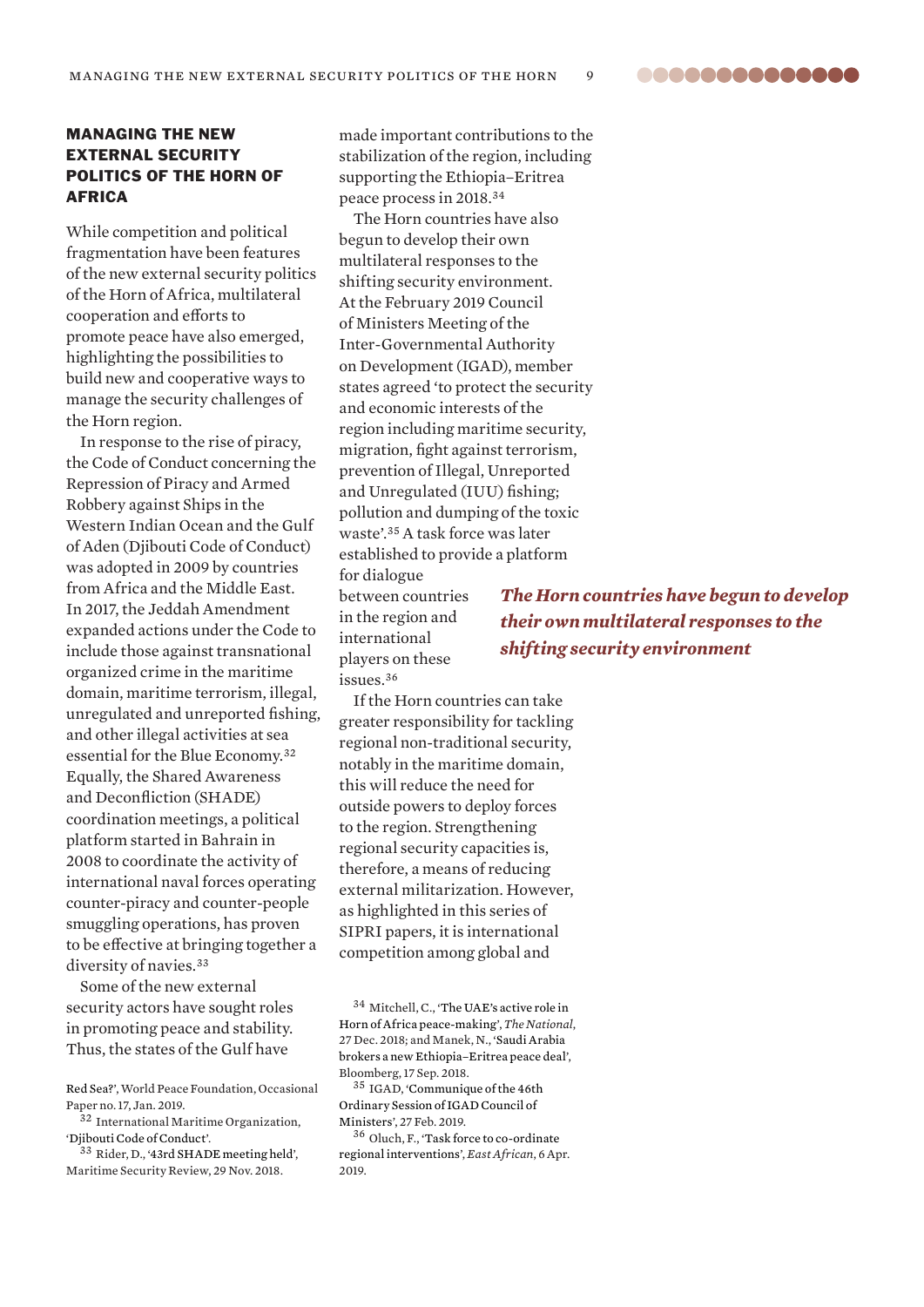## MANAGING THE NEW EXTERNAL SECURITY POLITICS OF THE HORN OF AFRICA

While competition and political fragmentation have been features of the new external security politics of the Horn of Africa, multilateral cooperation and efforts to promote peace have also emerged, highlighting the possibilities to build new and cooperative ways to manage the security challenges of the Horn region.

In response to the rise of piracy, the Code of Conduct concerning the Repression of Piracy and Armed Robbery against Ships in the Western Indian Ocean and the Gulf of Aden (Djibouti Code of Conduct) was adopted in 2009 by countries from Africa and the Middle East. In 2017, the Jeddah Amendment expanded actions under the Code to include those against transnational organized crime in the maritime domain, maritime terrorism, illegal, unregulated and unreported fishing, and other illegal activities at sea essential for the Blue Economy.[32] Equally, the Shared Awareness and Deconfliction (SHADE) coordination meetings, a political platform started in Bahrain in 2008 to coordinate the activity of international naval forces operating counter-piracy and counter-people smuggling operations, has proven to be effective at bringing together a diversity of navies.[33]

Some of the new external security actors have sought roles in promoting peace and stability. Thus, the states of the Gulf have made important contributions to the stabilization of the region, including supporting the Ethiopia–Eritrea peace process in 2018.[34]

The Horn countries have also begun to develop their own multilateral responses to the shifting security environment. At the February 2019 Council of Ministers Meeting of the Inter-Governmental Authority on Development (IGAD), member states agreed 'to protect the security and economic interests of the region including maritime security, migration, fight against terrorism, prevention of Illegal, Unreported and Unregulated (IUU) fishing; pollution and dumping of the toxic waste'.[35] A task force was later established to provide a platform for dialogue between countries in the region and international players on these issues.[36]

***The Horn countries have begun to develop their own multilateral responses to the shifting security environment***

If the Horn countries can take greater responsibility for tackling regional non-traditional security, notably in the maritime domain, this will reduce the need for outside powers to deploy forces to the region. Strengthening regional security capacities is, therefore, a means of reducing external militarization. However, as highlighted in this series of SIPRI papers, it is international competition among global and

Red Sea?', World Peace Foundation, Occasional Paper no. 17, Jan. 2019.

[32] International Maritime Organization, 'Djibouti Code of Conduct'.

[33] Rider, D., '43rd SHADE meeting held', Maritime Security Review, 29 Nov. 2018.

[34] Mitchell, C., 'The UAE's active role in Horn of Africa peace-making', *The National*, 27 Dec. 2018; and Manek, N., 'Saudi Arabia brokers a new Ethiopia–Eritrea peace deal', Bloomberg, 17 Sep. 2018.

[35] IGAD, 'Communique of the 46th Ordinary Session of IGAD Council of Ministers', 27 Feb. 2019.

[36] Oluch, F., 'Task force to co-ordinate regional interventions', *East African*, 6 Apr. 2019.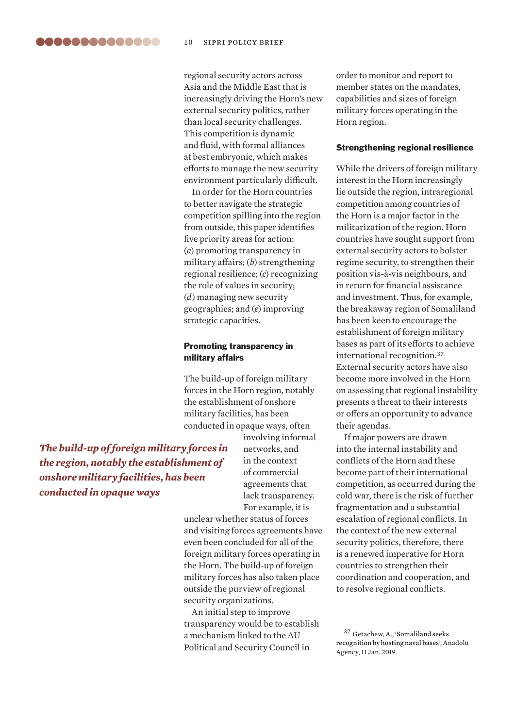regional security actors across Asia and the Middle East that is increasingly driving the Horn's new external security politics, rather than local security challenges. This competition is dynamic and fluid, with formal alliances at best embryonic, which makes efforts to manage the new security environment particularly difficult.

In order for the Horn countries to better navigate the strategic competition spilling into the region from outside, this paper identifies five priority areas for action: (*a*) promoting transparency in military affairs; (*b*) strengthening regional resilience; (*c*) recognizing the role of values in security; (*d*) managing new security geographies; and (*e*) improving strategic capacities.

### Promoting transparency in military affairs

The build-up of foreign military forces in the Horn region, notably the establishment of onshore military facilities, has been conducted in opaque ways, often involving informal networks, and in the context of commercial agreements that lack transparency. For example, it is unclear whether status of forces and visiting forces agreements have even been concluded for all of the foreign military forces operating in the Horn. The build-up of foreign military forces has also taken place outside the purview of regional security organizations.

*The build-up of foreign military forces in the region, notably the establishment of onshore military facilities, has been conducted in opaque ways*

An initial step to improve transparency would be to establish a mechanism linked to the AU Political and Security Council in order to monitor and report to member states on the mandates, capabilities and sizes of foreign military forces operating in the Horn region.

### Strengthening regional resilience

While the drivers of foreign military interest in the Horn increasingly lie outside the region, intraregional competition among countries of the Horn is a major factor in the militarization of the region. Horn countries have sought support from external security actors to bolster regime security, to strengthen their position vis-à-vis neighbours, and in return for financial assistance and investment. Thus, for example, the breakaway region of Somaliland has been keen to encourage the establishment of foreign military bases as part of its efforts to achieve international recognition.[37] External security actors have also become more involved in the Horn on assessing that regional instability presents a threat to their interests or offers an opportunity to advance their agendas.

If major powers are drawn into the internal instability and conflicts of the Horn and these become part of their international competition, as occurred during the cold war, there is the risk of further fragmentation and a substantial escalation of regional conflicts. In the context of the new external security politics, therefore, there is a renewed imperative for Horn countries to strengthen their coordination and cooperation, and to resolve regional conflicts.

[37] Getachew, A., 'Somaliland seeks recognition by hosting naval bases', Anadolu Agency, 11 Jan. 2019.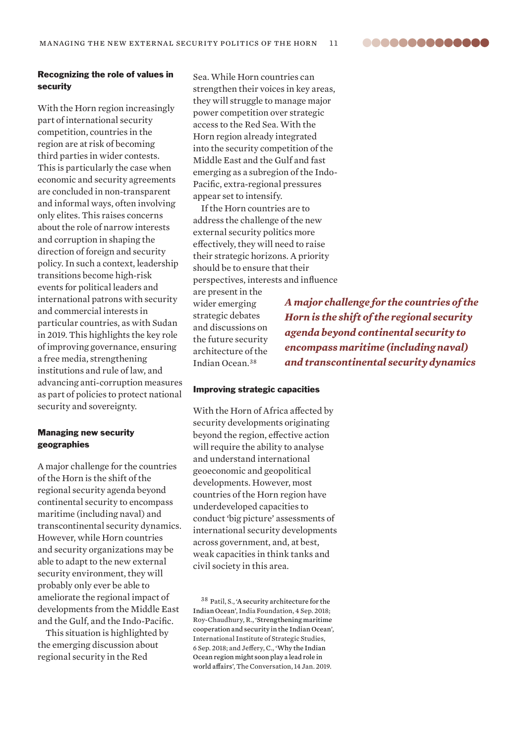### Recognizing the role of values in security

With the Horn region increasingly part of international security competition, countries in the region are at risk of becoming third parties in wider contests. This is particularly the case when economic and security agreements are concluded in non-transparent and informal ways, often involving only elites. This raises concerns about the role of narrow interests and corruption in shaping the direction of foreign and security policy. In such a context, leadership transitions become high-risk events for political leaders and international patrons with security and commercial interests in particular countries, as with Sudan in 2019. This highlights the key role of improving governance, ensuring a free media, strengthening institutions and rule of law, and advancing anti-corruption measures as part of policies to protect national security and sovereignty.

### Managing new security geographies

A major challenge for the countries of the Horn is the shift of the regional security agenda beyond continental security to encompass maritime (including naval) and transcontinental security dynamics. However, while Horn countries and security organizations may be able to adapt to the new external security environment, they will probably only ever be able to ameliorate the regional impact of developments from the Middle East and the Gulf, and the Indo-Pacific.

This situation is highlighted by the emerging discussion about regional security in the Red Sea. While Horn countries can strengthen their voices in key areas, they will struggle to manage major power competition over strategic access to the Red Sea. With the Horn region already integrated into the security competition of the Middle East and the Gulf and fast emerging as a subregion of the Indo-Pacific, extra-regional pressures appear set to intensify.

If the Horn countries are to address the challenge of the new external security politics more effectively, they will need to raise their strategic horizons. A priority should be to ensure that their perspectives, interests and influence are present in the wider emerging strategic debates and discussions on the future security architecture of the Indian Ocean.[38]

***A major challenge for the countries of the Horn is the shift of the regional security agenda beyond continental security to encompass maritime (including naval) and transcontinental security dynamics***

### Improving strategic capacities

With the Horn of Africa affected by security developments originating beyond the region, effective action will require the ability to analyse and understand international geoeconomic and geopolitical developments. However, most countries of the Horn region have underdeveloped capacities to conduct 'big picture' assessments of international security developments across government, and, at best, weak capacities in think tanks and civil society in this area.

[38] Patil, S., 'A security architecture for the Indian Ocean', India Foundation, 4 Sep. 2018; Roy-Chaudhury, R., 'Strengthening maritime cooperation and security in the Indian Ocean', International Institute of Strategic Studies, 6 Sep. 2018; and Jeffery, C., 'Why the Indian Ocean region might soon play a lead role in world affairs', The Conversation, 14 Jan. 2019.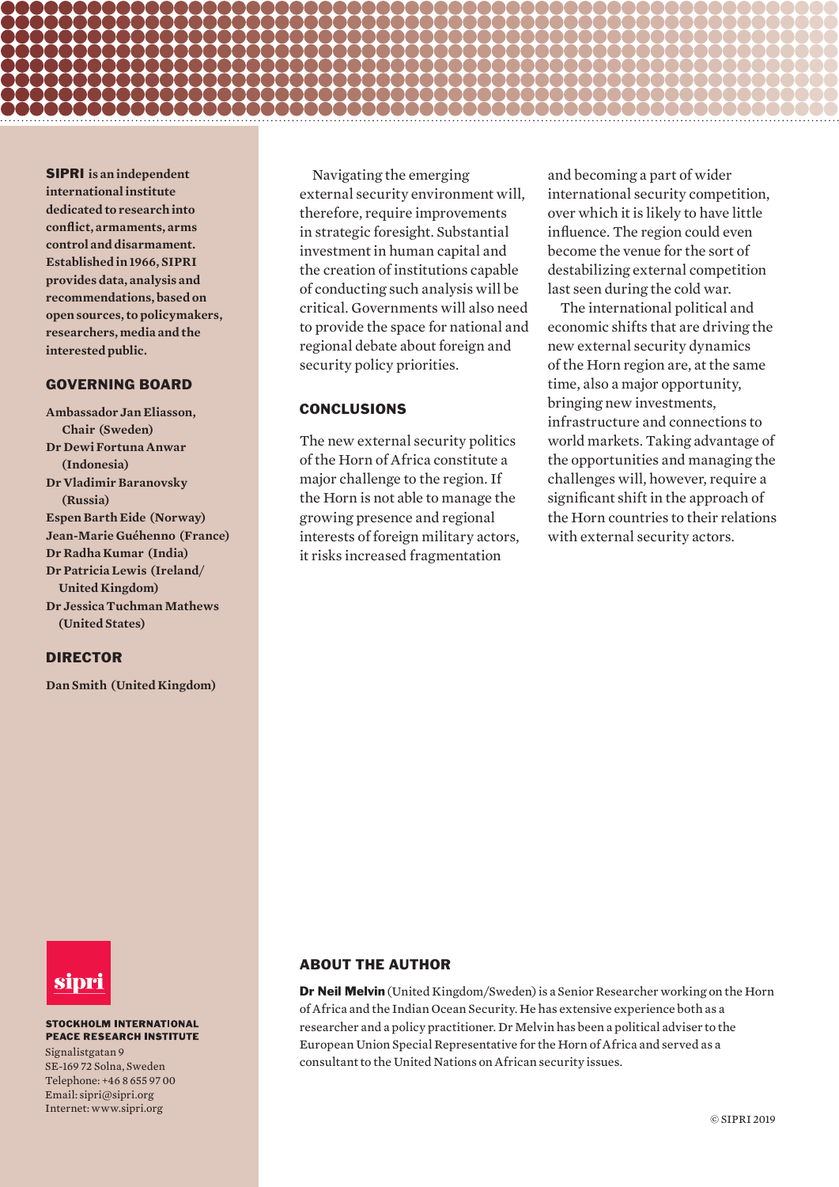Navigating the emerging external security environment will, therefore, require improvements in strategic foresight. Substantial investment in human capital and the creation of institutions capable of conducting such analysis will be critical. Governments will also need to provide the space for national and regional debate about foreign and security policy priorities.

## CONCLUSIONS

The new external security politics of the Horn of Africa constitute a major challenge to the region. If the Horn is not able to manage the growing presence and regional interests of foreign military actors, it risks increased fragmentation and becoming a part of wider international security competition, over which it is likely to have little influence. The region could even become the venue for the sort of destabilizing external competition last seen during the cold war.

The international political and economic shifts that are driving the new external security dynamics of the Horn region are, at the same time, also a major opportunity, bringing new investments, infrastructure and connections to world markets. Taking advantage of the opportunities and managing the challenges will, however, require a significant shift in the approach of the Horn countries to their relations with external security actors.

**SIPRI is an independent international institute dedicated to research into conflict, armaments, arms control and disarmament. Established in 1966, SIPRI provides data, analysis and recommendations, based on open sources, to policymakers, researchers, media and the interested public.**

## GOVERNING BOARD

**Ambassador Jan Eliasson, Chair (Sweden)**
**Dr Dewi Fortuna Anwar (Indonesia)**
**Dr Vladimir Baranovsky (Russia)**
**Espen Barth Eide (Norway)**
**Jean-Marie Guéhenno (France)**
**Dr Radha Kumar (India)**
**Dr Patricia Lewis (Ireland/United Kingdom)**
**Dr Jessica Tuchman Mathews (United States)**

## DIRECTOR

**Dan Smith (United Kingdom)**

## ABOUT THE AUTHOR

**Dr Neil Melvin** (United Kingdom/Sweden) is a Senior Researcher working on the Horn of Africa and the Indian Ocean Security. He has extensive experience both as a researcher and a policy practitioner. Dr Melvin has been a political adviser to the European Union Special Representative for the Horn of Africa and served as a consultant to the United Nations on African security issues.

**STOCKHOLM INTERNATIONAL PEACE RESEARCH INSTITUTE**
Signalistgatan 9
SE-169 72 Solna, Sweden
Telephone: +46 8 655 97 00
Email: sipri@sipri.org
Internet: www.sipri.org

© SIPRI 2019